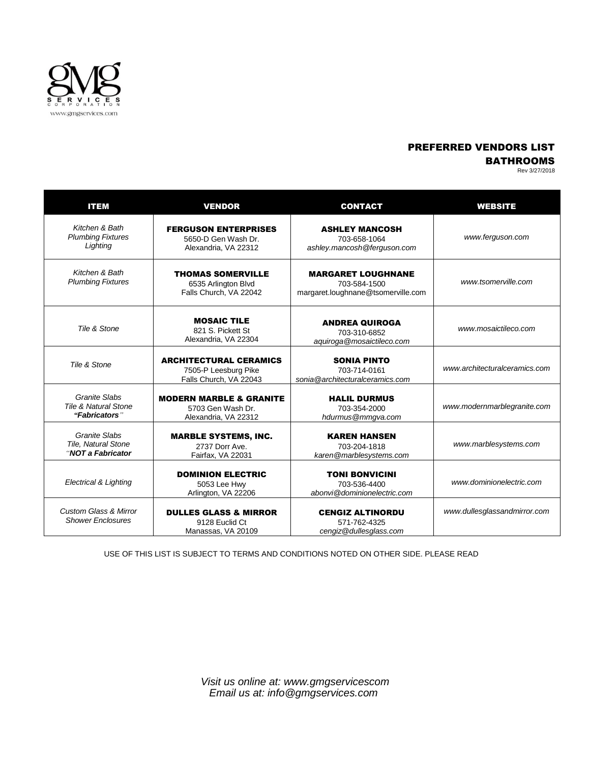gMG SERVICES CORPORATION
www.gmgservices.com

## PREFERRED VENDORS LIST
## BATHROOMS

Rev 3/27/2018

| ITEM | VENDOR | CONTACT | WEBSITE |
|---|---|---|---|
| *Kitchen & Bath Plumbing Fixtures Lighting* | **FERGUSON ENTERPRISES** 5650-D Gen Wash Dr. Alexandria, VA 22312 | **ASHLEY MANCOSH** 703-658-1064 *ashley.mancosh@ferguson.com* | *www.ferguson.com* |
| *Kitchen & Bath Plumbing Fixtures* | **THOMAS SOMERVILLE** 6535 Arlington Blvd Falls Church, VA 22042 | **MARGARET LOUGHNANE** 703-584-1500 margaret.loughnane@tsomerville.com | *www.tsomerville.com* |
| *Tile & Stone* | **MOSAIC TILE** 821 S. Pickett St Alexandria, VA 22304 | **ANDREA QUIROGA** 703-310-6852 *aquiroga@mosaictileco.com* | *www.mosaictileco.com* |
| *Tile & Stone* | **ARCHITECTURAL CERAMICS** 7505-P Leesburg Pike Falls Church, VA 22043 | **SONIA PINTO** 703-714-0161 *sonia@architecturalceramics.com* | *www.architecturalceramics.com* |
| *Granite Slabs Tile & Natural Stone* ***"Fabricators"*** | **MODERN MARBLE & GRANITE** 5703 Gen Wash Dr. Alexandria, VA 22312 | **HALIL DURMUS** 703-354-2000 *hdurmus@mmgva.com* | *www.modernmarblegranite.com* |
| *Granite Slabs Tile, Natural Stone* ***"NOT a Fabricator*** | **MARBLE SYSTEMS, INC.** 2737 Dorr Ave. Fairfax, VA 22031 | **KAREN HANSEN** 703-204-1818 *karen@marblesystems.com* | *www.marblesystems.com* |
| *Electrical & Lighting* | **DOMINION ELECTRIC** 5053 Lee Hwy Arlington, VA 22206 | **TONI BONVICINI** 703-536-4400 *abonvi@dominionelectric.com* | *www.dominionelectric.com* |
| *Custom Glass & Mirror Shower Enclosures* | **DULLES GLASS & MIRROR** 9128 Euclid Ct Manassas, VA 20109 | **CENGIZ ALTINORDU** 571-762-4325 *cengiz@dullesglass.com* | *www.dullesglassandmirror.com* |

USE OF THIS LIST IS SUBJECT TO TERMS AND CONDITIONS NOTED ON OTHER SIDE. PLEASE READ

*Visit us online at: www.gmgservicescom*
*Email us at: info@gmgservices.com*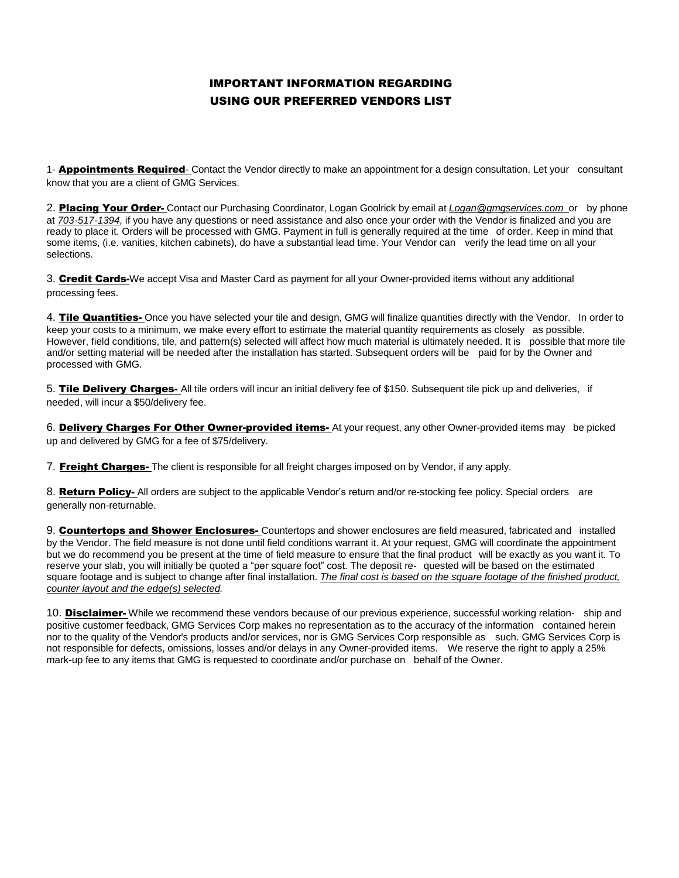# IMPORTANT INFORMATION REGARDING USING OUR PREFERRED VENDORS LIST

1- **Appointments Required**- Contact the Vendor directly to make an appointment for a design consultation. Let your consultant know that you are a client of GMG Services.

2. **Placing Your Order-** Contact our Purchasing Coordinator, Logan Goolrick by email at *Logan@gmgservices.com* or by phone at *703-517-1394,* if you have any questions or need assistance and also once your order with the Vendor is finalized and you are ready to place it. Orders will be processed with GMG. Payment in full is generally required at the time of order. Keep in mind that some items, (i.e. vanities, kitchen cabinets), do have a substantial lead time. Your Vendor can verify the lead time on all your selections.

3. **Credit Cards-**We accept Visa and Master Card as payment for all your Owner-provided items without any additional processing fees.

4. **Tile Quantities-** Once you have selected your tile and design, GMG will finalize quantities directly with the Vendor. In order to keep your costs to a minimum, we make every effort to estimate the material quantity requirements as closely as possible. However, field conditions, tile, and pattern(s) selected will affect how much material is ultimately needed. It is possible that more tile and/or setting material will be needed after the installation has started. Subsequent orders will be paid for by the Owner and processed with GMG.

5. **Tile Delivery Charges-** All tile orders will incur an initial delivery fee of $150. Subsequent tile pick up and deliveries, if needed, will incur a $50/delivery fee.

6. **Delivery Charges For Other Owner-provided items-** At your request, any other Owner-provided items may be picked up and delivered by GMG for a fee of $75/delivery.

7. **Freight Charges-** The client is responsible for all freight charges imposed on by Vendor, if any apply.

8. **Return Policy-** All orders are subject to the applicable Vendor's return and/or re-stocking fee policy. Special orders are generally non-returnable.

9. **Countertops and Shower Enclosures-** Countertops and shower enclosures are field measured, fabricated and installed by the Vendor. The field measure is not done until field conditions warrant it. At your request, GMG will coordinate the appointment but we do recommend you be present at the time of field measure to ensure that the final product will be exactly as you want it. To reserve your slab, you will initially be quoted a "per square foot" cost. The deposit re- quested will be based on the estimated square footage and is subject to change after final installation. *The final cost is based on the square footage of the finished product, counter layout and the edge(s) selected.*

10. **Disclaimer-** While we recommend these vendors because of our previous experience, successful working relation- ship and positive customer feedback, GMG Services Corp makes no representation as to the accuracy of the information contained herein nor to the quality of the Vendor's products and/or services, nor is GMG Services Corp responsible as such. GMG Services Corp is not responsible for defects, omissions, losses and/or delays in any Owner-provided items. We reserve the right to apply a 25% mark-up fee to any items that GMG is requested to coordinate and/or purchase on behalf of the Owner.